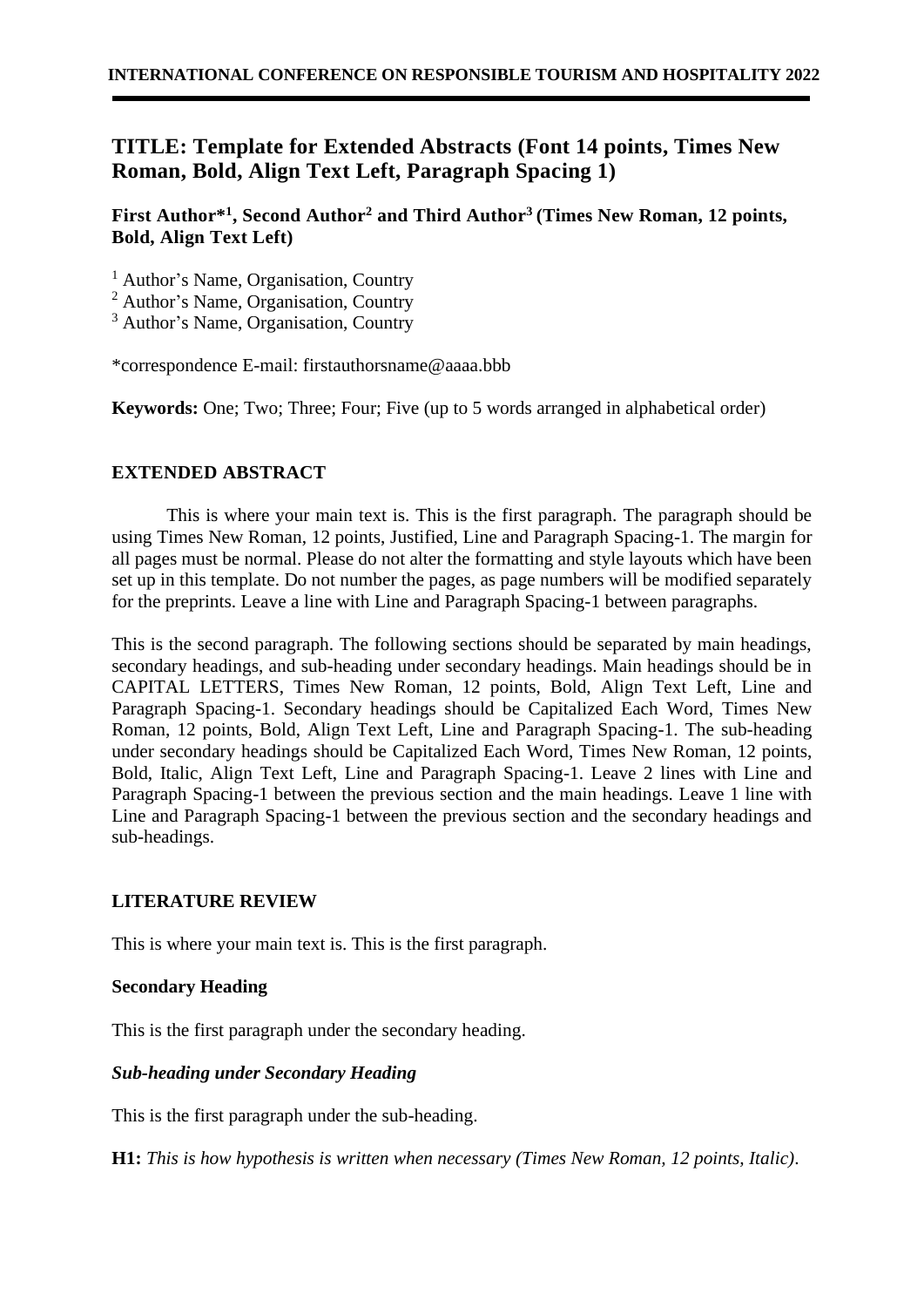# TITLE: Template for Extended Abstracts (Font 14 points, Times New Roman, Bold, Align Text Left, Paragraph Spacing 1)

**First Author*[1], Second Author[2] and Third Author[3] (Times New Roman, 12 points, Bold, Align Text Left)**

[1] Author's Name, Organisation, Country
[2] Author's Name, Organisation, Country
[3] Author's Name, Organisation, Country

*correspondence E-mail: firstauthorsname@aaaa.bbb

**Keywords:** One; Two; Three; Four; Five (up to 5 words arranged in alphabetical order)

## EXTENDED ABSTRACT

This is where your main text is. This is the first paragraph. The paragraph should be using Times New Roman, 12 points, Justified, Line and Paragraph Spacing-1. The margin for all pages must be normal. Please do not alter the formatting and style layouts which have been set up in this template. Do not number the pages, as page numbers will be modified separately for the preprints. Leave a line with Line and Paragraph Spacing-1 between paragraphs.

This is the second paragraph. The following sections should be separated by main headings, secondary headings, and sub-heading under secondary headings. Main headings should be in CAPITAL LETTERS, Times New Roman, 12 points, Bold, Align Text Left, Line and Paragraph Spacing-1. Secondary headings should be Capitalized Each Word, Times New Roman, 12 points, Bold, Align Text Left, Line and Paragraph Spacing-1. The sub-heading under secondary headings should be Capitalized Each Word, Times New Roman, 12 points, Bold, Italic, Align Text Left, Line and Paragraph Spacing-1. Leave 2 lines with Line and Paragraph Spacing-1 between the previous section and the main headings. Leave 1 line with Line and Paragraph Spacing-1 between the previous section and the secondary headings and sub-headings.

## LITERATURE REVIEW

This is where your main text is. This is the first paragraph.

### Secondary Heading

This is the first paragraph under the secondary heading.

#### *Sub-heading under Secondary Heading*

This is the first paragraph under the sub-heading.

**H1:** *This is how hypothesis is written when necessary (Times New Roman, 12 points, Italic).*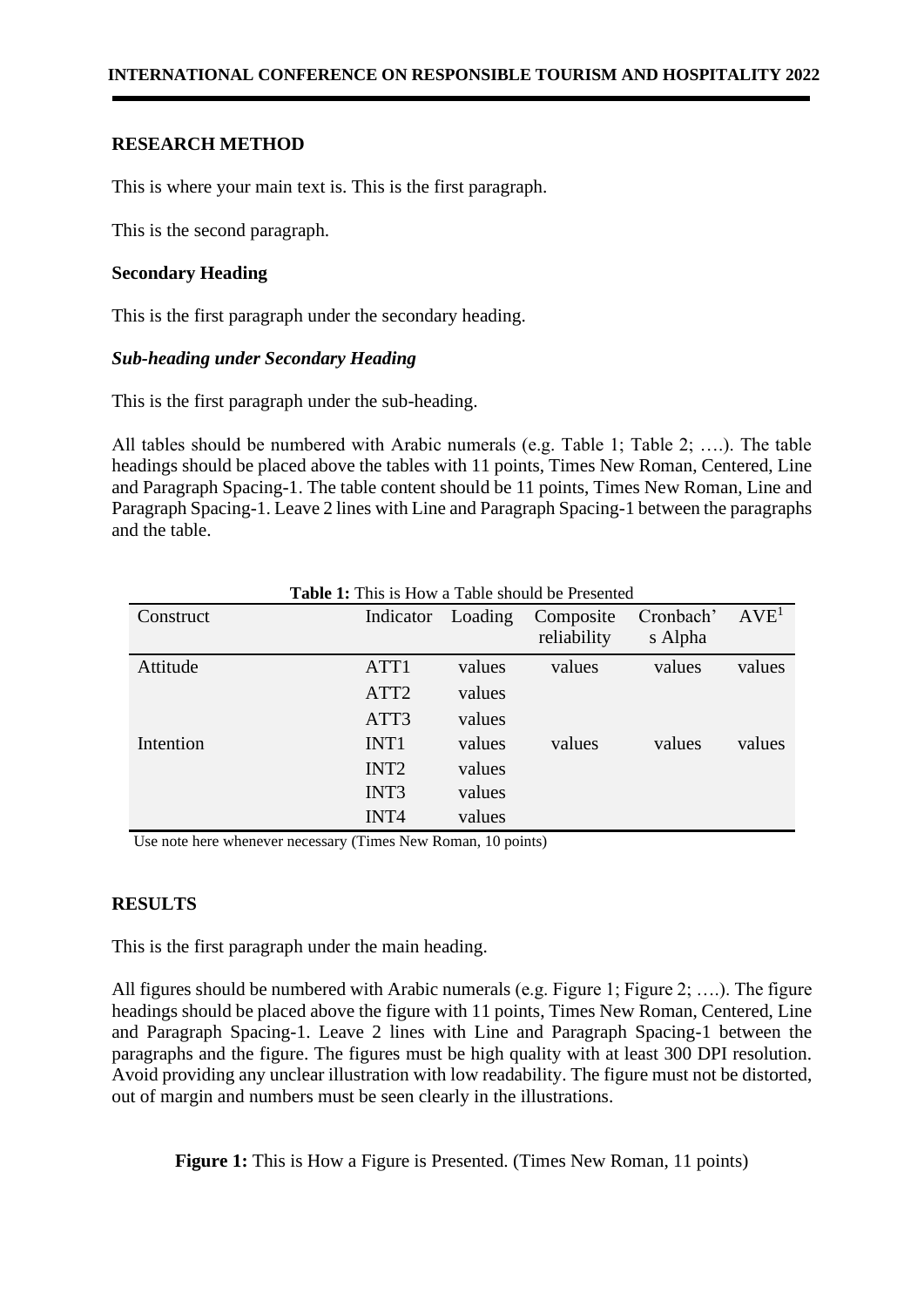## RESEARCH METHOD

This is where your main text is. This is the first paragraph.

This is the second paragraph.

### Secondary Heading

This is the first paragraph under the secondary heading.

#### *Sub-heading under Secondary Heading*

This is the first paragraph under the sub-heading.

All tables should be numbered with Arabic numerals (e.g. Table 1; Table 2; ….). The table headings should be placed above the tables with 11 points, Times New Roman, Centered, Line and Paragraph Spacing-1. The table content should be 11 points, Times New Roman, Line and Paragraph Spacing-1. Leave 2 lines with Line and Paragraph Spacing-1 between the paragraphs and the table.

**Table 1:** This is How a Table should be Presented

| Construct | Indicator | Loading | Composite reliability | Cronbach's Alpha | AVE[1] |
|---|---|---|---|---|---|
| Attitude | ATT1 | values | values | values | values |
| | ATT2 | values | | | |
| | ATT3 | values | | | |
| Intention | INT1 | values | values | values | values |
| | INT2 | values | | | |
| | INT3 | values | | | |
| | INT4 | values | | | |

Use note here whenever necessary (Times New Roman, 10 points)

## RESULTS

This is the first paragraph under the main heading.

All figures should be numbered with Arabic numerals (e.g. Figure 1; Figure 2; ….). The figure headings should be placed above the figure with 11 points, Times New Roman, Centered, Line and Paragraph Spacing-1. Leave 2 lines with Line and Paragraph Spacing-1 between the paragraphs and the figure. The figures must be high quality with at least 300 DPI resolution. Avoid providing any unclear illustration with low readability. The figure must not be distorted, out of margin and numbers must be seen clearly in the illustrations.

**Figure 1:** This is How a Figure is Presented. (Times New Roman, 11 points)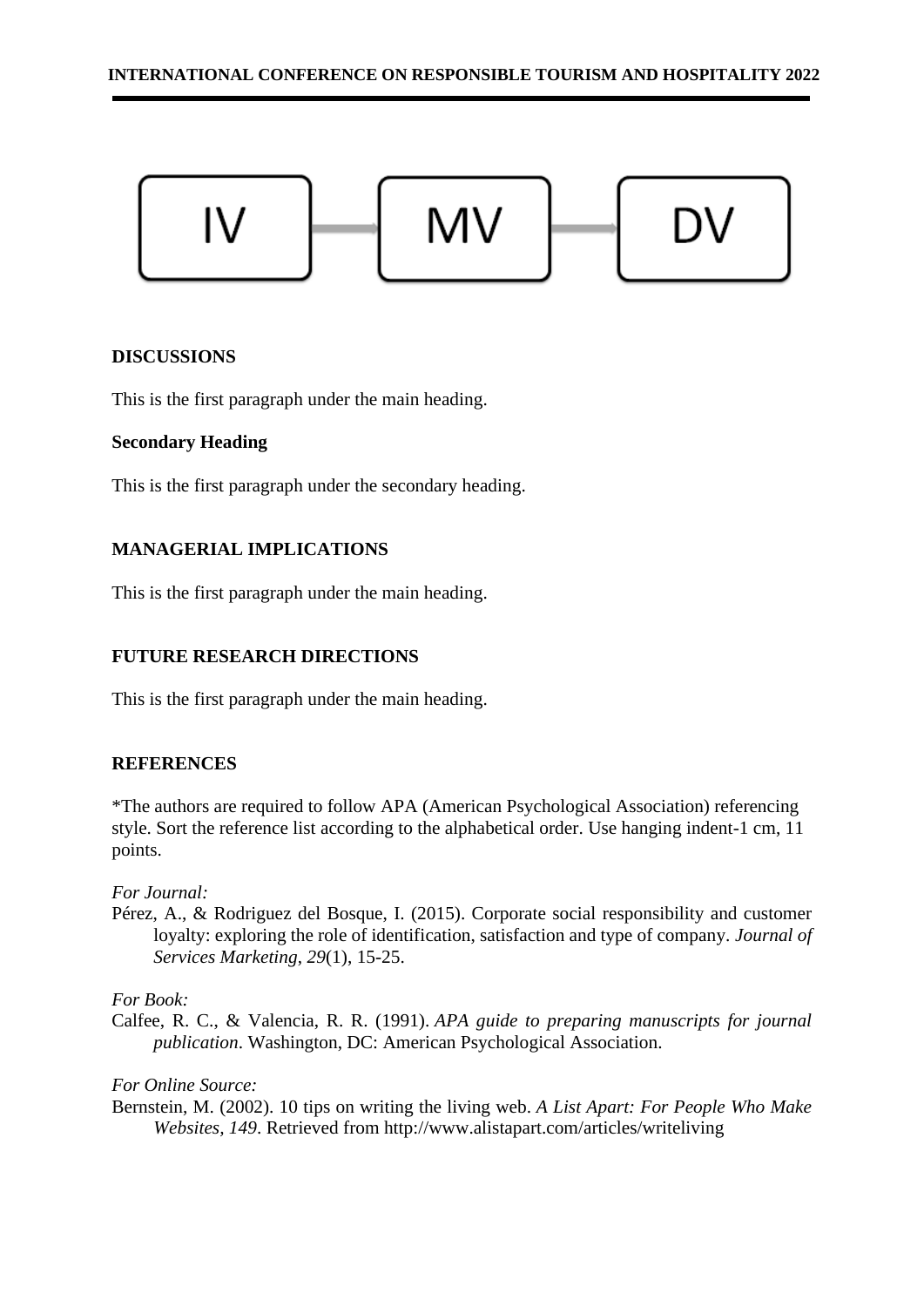IV

MV

DV

## DISCUSSIONS

This is the first paragraph under the main heading.

### Secondary Heading

This is the first paragraph under the secondary heading.

## MANAGERIAL IMPLICATIONS

This is the first paragraph under the main heading.

## FUTURE RESEARCH DIRECTIONS

This is the first paragraph under the main heading.

## REFERENCES

*The authors are required to follow APA (American Psychological Association) referencing style. Sort the reference list according to the alphabetical order. Use hanging indent-1 cm, 11 points.

*For Journal:*

Pérez, A., & Rodriguez del Bosque, I. (2015). Corporate social responsibility and customer loyalty: exploring the role of identification, satisfaction and type of company. *Journal of Services Marketing*, *29*(1), 15-25.

*For Book:*

Calfee, R. C., & Valencia, R. R. (1991). *APA guide to preparing manuscripts for journal publication*. Washington, DC: American Psychological Association.

*For Online Source:*

Bernstein, M. (2002). 10 tips on writing the living web. *A List Apart: For People Who Make Websites*, *149*. Retrieved from http://www.alistapart.com/articles/writeliving